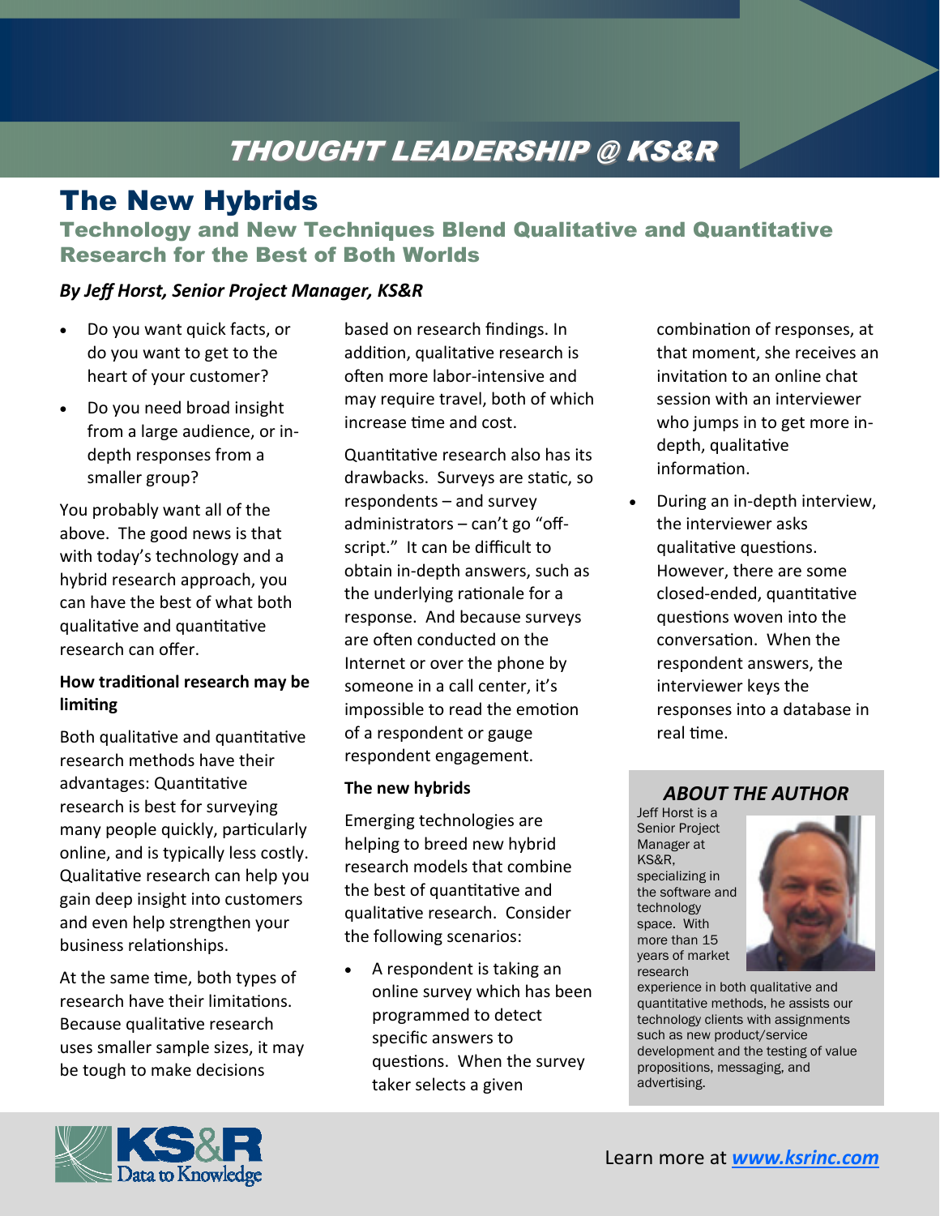THOUGHT LEADERSHIP @ KS&R

# The New Hybrids

## Technology and New Techniques Blend Qualitative and Quantitative Research for the Best of Both Worlds

***By Jeff Horst, Senior Project Manager, KS&R***

- Do you want quick facts, or do you want to get to the heart of your customer?
- Do you need broad insight from a large audience, or in-depth responses from a smaller group?

You probably want all of the above. The good news is that with today's technology and a hybrid research approach, you can have the best of what both qualitative and quantitative research can offer.

**How traditional research may be limiting**

Both qualitative and quantitative research methods have their advantages: Quantitative research is best for surveying many people quickly, particularly online, and is typically less costly. Qualitative research can help you gain deep insight into customers and even help strengthen your business relationships.

At the same time, both types of research have their limitations. Because qualitative research uses smaller sample sizes, it may be tough to make decisions based on research findings. In addition, qualitative research is often more labor-intensive and may require travel, both of which increase time and cost.

Quantitative research also has its drawbacks. Surveys are static, so respondents – and survey administrators – can't go "off-script." It can be difficult to obtain in-depth answers, such as the underlying rationale for a response. And because surveys are often conducted on the Internet or over the phone by someone in a call center, it's impossible to read the emotion of a respondent or gauge respondent engagement.

**The new hybrids**

Emerging technologies are helping to breed new hybrid research models that combine the best of quantitative and qualitative research. Consider the following scenarios:

- A respondent is taking an online survey which has been programmed to detect specific answers to questions. When the survey taker selects a given combination of responses, at that moment, she receives an invitation to an online chat session with an interviewer who jumps in to get more in-depth, qualitative information.
- During an in-depth interview, the interviewer asks qualitative questions. However, there are some closed-ended, quantitative questions woven into the conversation. When the respondent answers, the interviewer keys the responses into a database in real time.

### *ABOUT THE AUTHOR*

Jeff Horst is a Senior Project Manager at KS&R, specializing in the software and technology space. With more than 15 years of market research experience in both qualitative and quantitative methods, he assists our technology clients with assignments such as new product/service development and the testing of value propositions, messaging, and advertising.

Learn more at ***www.ksrinc.com***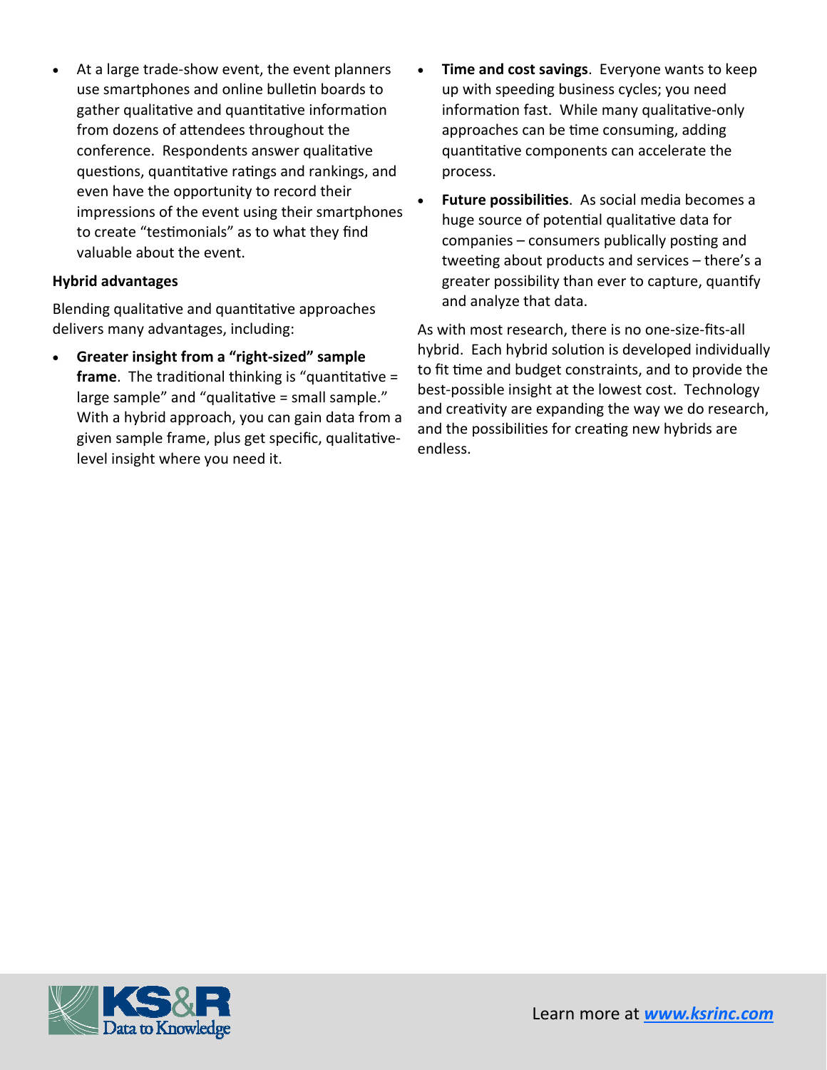- At a large trade-show event, the event planners use smartphones and online bulletin boards to gather qualitative and quantitative information from dozens of attendees throughout the conference. Respondents answer qualitative questions, quantitative ratings and rankings, and even have the opportunity to record their impressions of the event using their smartphones to create "testimonials" as to what they find valuable about the event.

**Hybrid advantages**

Blending qualitative and quantitative approaches delivers many advantages, including:

- **Greater insight from a "right-sized" sample frame**. The traditional thinking is "quantitative = large sample" and "qualitative = small sample." With a hybrid approach, you can gain data from a given sample frame, plus get specific, qualitative-level insight where you need it.
- **Time and cost savings**. Everyone wants to keep up with speeding business cycles; you need information fast. While many qualitative-only approaches can be time consuming, adding quantitative components can accelerate the process.
- **Future possibilities**. As social media becomes a huge source of potential qualitative data for companies – consumers publically posting and tweeting about products and services – there's a greater possibility than ever to capture, quantify and analyze that data.

As with most research, there is no one-size-fits-all hybrid. Each hybrid solution is developed individually to fit time and budget constraints, and to provide the best-possible insight at the lowest cost. Technology and creativity are expanding the way we do research, and the possibilities for creating new hybrids are endless.

KS&R Data to Knowledge

Learn more at ***www.ksrinc.com***